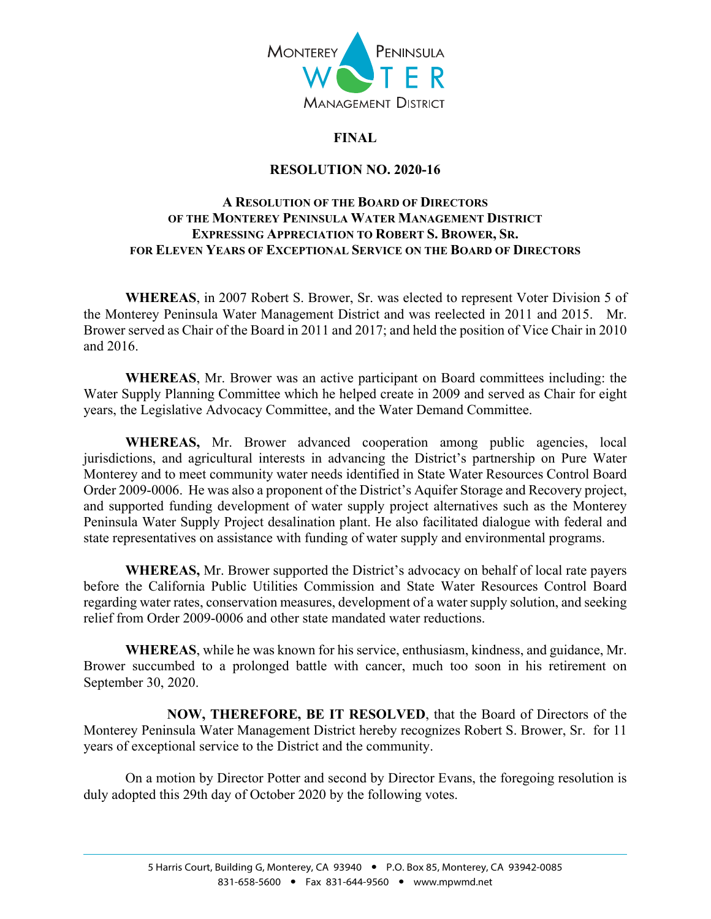MONTEREY PENINSULA WATER MANAGEMENT DISTRICT

**FINAL**

# RESOLUTION NO. 2020-16

## A RESOLUTION OF THE BOARD OF DIRECTORS OF THE MONTEREY PENINSULA WATER MANAGEMENT DISTRICT EXPRESSING APPRECIATION TO ROBERT S. BROWER, SR. FOR ELEVEN YEARS OF EXCEPTIONAL SERVICE ON THE BOARD OF DIRECTORS

**WHEREAS**, in 2007 Robert S. Brower, Sr. was elected to represent Voter Division 5 of the Monterey Peninsula Water Management District and was reelected in 2011 and 2015. Mr. Brower served as Chair of the Board in 2011 and 2017; and held the position of Vice Chair in 2010 and 2016.

**WHEREAS**, Mr. Brower was an active participant on Board committees including: the Water Supply Planning Committee which he helped create in 2009 and served as Chair for eight years, the Legislative Advocacy Committee, and the Water Demand Committee.

**WHEREAS,** Mr. Brower advanced cooperation among public agencies, local jurisdictions, and agricultural interests in advancing the District's partnership on Pure Water Monterey and to meet community water needs identified in State Water Resources Control Board Order 2009-0006. He was also a proponent of the District's Aquifer Storage and Recovery project, and supported funding development of water supply project alternatives such as the Monterey Peninsula Water Supply Project desalination plant. He also facilitated dialogue with federal and state representatives on assistance with funding of water supply and environmental programs.

**WHEREAS,** Mr. Brower supported the District's advocacy on behalf of local rate payers before the California Public Utilities Commission and State Water Resources Control Board regarding water rates, conservation measures, development of a water supply solution, and seeking relief from Order 2009-0006 and other state mandated water reductions.

**WHEREAS**, while he was known for his service, enthusiasm, kindness, and guidance, Mr. Brower succumbed to a prolonged battle with cancer, much too soon in his retirement on September 30, 2020.

**NOW, THEREFORE, BE IT RESOLVED**, that the Board of Directors of the Monterey Peninsula Water Management District hereby recognizes Robert S. Brower, Sr. for 11 years of exceptional service to the District and the community.

On a motion by Director Potter and second by Director Evans, the foregoing resolution is duly adopted this 29th day of October 2020 by the following votes.

5 Harris Court, Building G, Monterey, CA 93940 • P.O. Box 85, Monterey, CA 93942-0085
831-658-5600 • Fax 831-644-9560 • www.mpwmd.net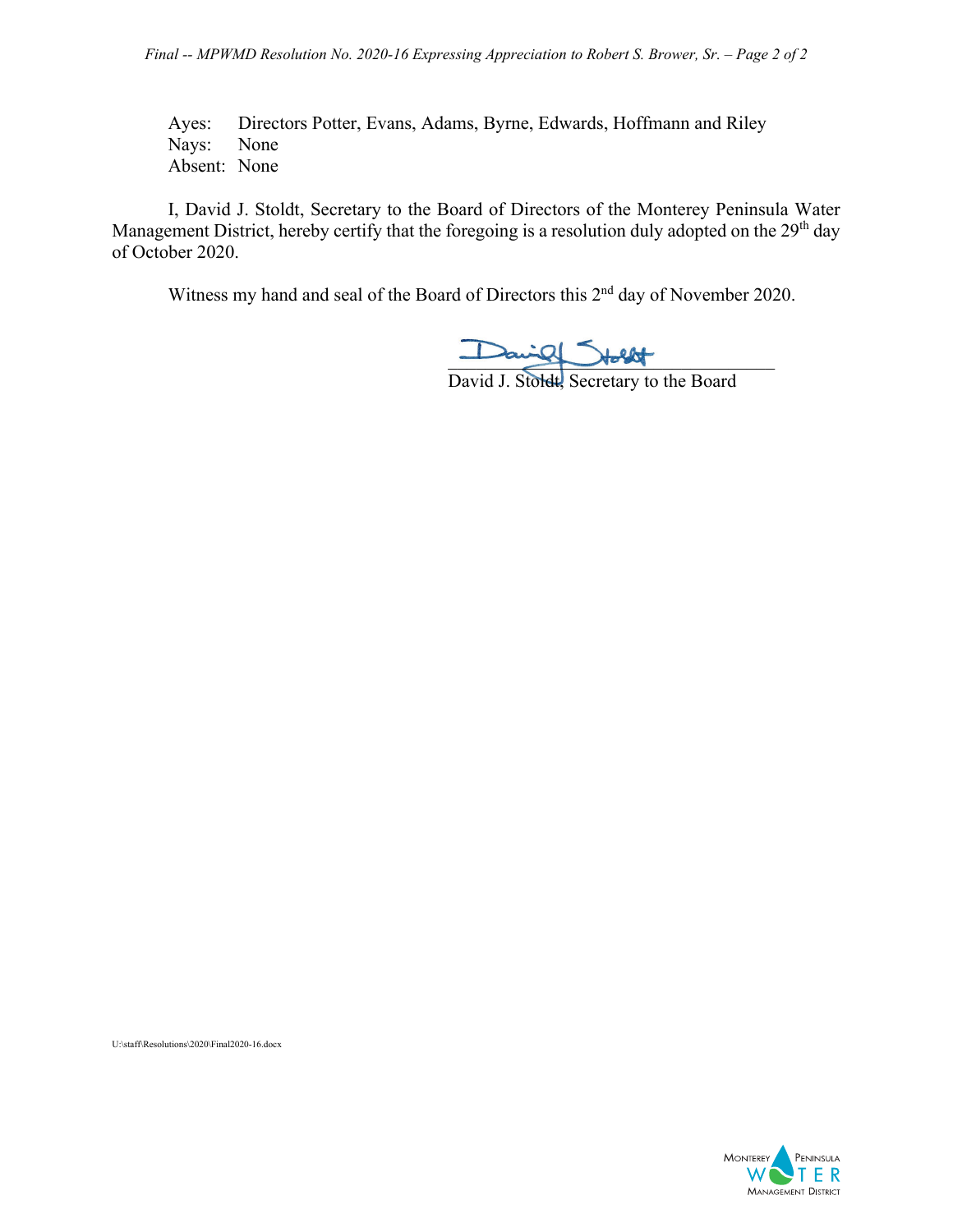Ayes: Directors Potter, Evans, Adams, Byrne, Edwards, Hoffmann and Riley
Nays: None
Absent: None

I, David J. Stoldt, Secretary to the Board of Directors of the Monterey Peninsula Water Management District, hereby certify that the foregoing is a resolution duly adopted on the 29th day of October 2020.

Witness my hand and seal of the Board of Directors this 2nd day of November 2020.

David J. Stoldt, Secretary to the Board

U:\staff\Resolutions\2020\Final2020-16.docx

Monterey Peninsula Water Management District